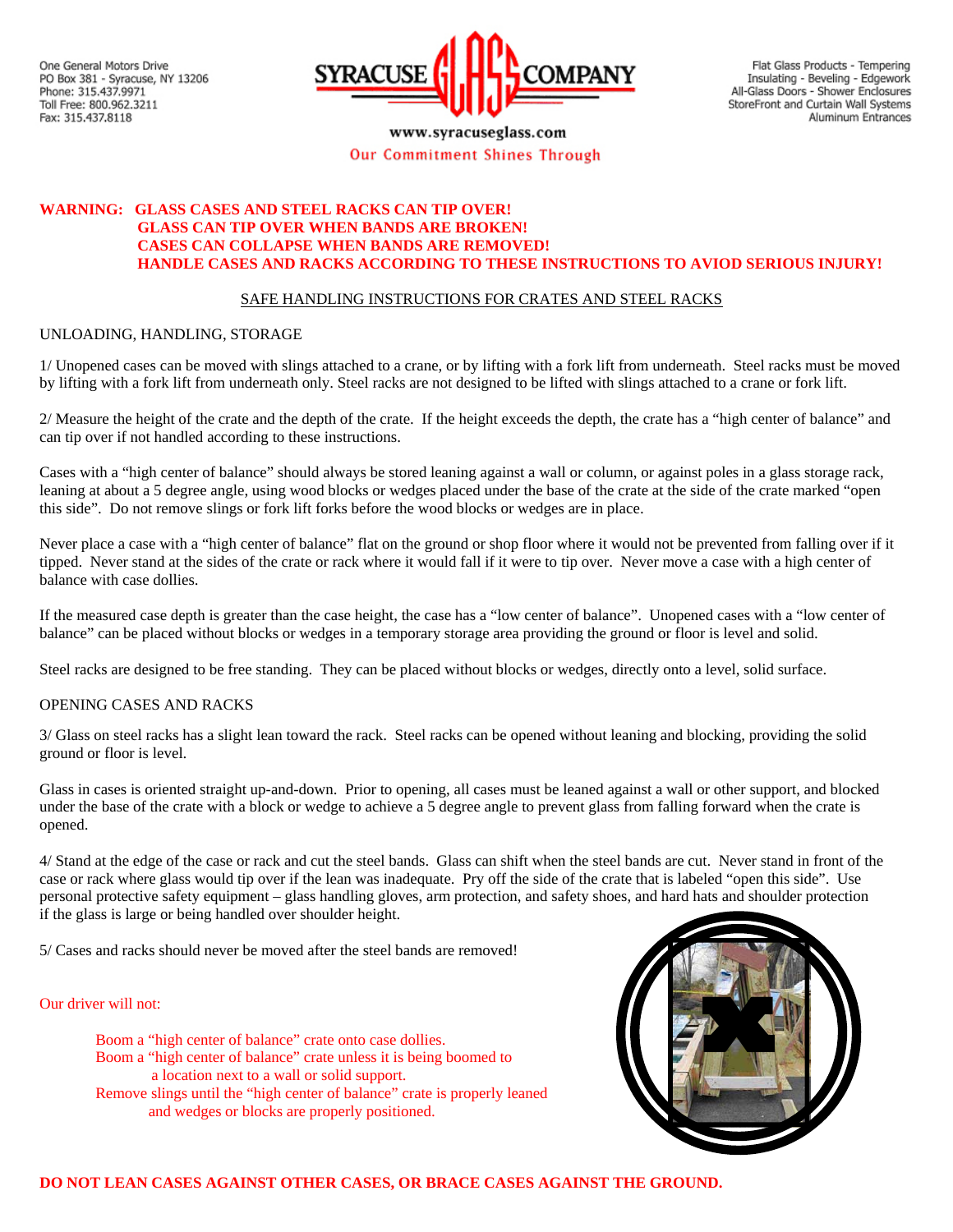One General Motors Drive
PO Box 381 - Syracuse, NY 13206
Phone: 315.437.9971
Toll Free: 800.962.3211
Fax: 315.437.8118

SYRACUSE GLASS COMPANY

Flat Glass Products - Tempering
Insulating - Beveling - Edgework
All-Glass Doors - Shower Enclosures
StoreFront and Curtain Wall Systems
Aluminum Entrances

www.syracuseglass.com

Our Commitment Shines Through

**WARNING: GLASS CASES AND STEEL RACKS CAN TIP OVER!**
**GLASS CAN TIP OVER WHEN BANDS ARE BROKEN!**
**CASES CAN COLLAPSE WHEN BANDS ARE REMOVED!**
**HANDLE CASES AND RACKS ACCORDING TO THESE INSTRUCTIONS TO AVIOD SERIOUS INJURY!**

## SAFE HANDLING INSTRUCTIONS FOR CRATES AND STEEL RACKS

### UNLOADING, HANDLING, STORAGE

1/ Unopened cases can be moved with slings attached to a crane, or by lifting with a fork lift from underneath. Steel racks must be moved by lifting with a fork lift from underneath only. Steel racks are not designed to be lifted with slings attached to a crane or fork lift.

2/ Measure the height of the crate and the depth of the crate. If the height exceeds the depth, the crate has a "high center of balance" and can tip over if not handled according to these instructions.

Cases with a "high center of balance" should always be stored leaning against a wall or column, or against poles in a glass storage rack, leaning at about a 5 degree angle, using wood blocks or wedges placed under the base of the crate at the side of the crate marked "open this side". Do not remove slings or fork lift forks before the wood blocks or wedges are in place.

Never place a case with a "high center of balance" flat on the ground or shop floor where it would not be prevented from falling over if it tipped. Never stand at the sides of the crate or rack where it would fall if it were to tip over. Never move a case with a high center of balance with case dollies.

If the measured case depth is greater than the case height, the case has a "low center of balance". Unopened cases with a "low center of balance" can be placed without blocks or wedges in a temporary storage area providing the ground or floor is level and solid.

Steel racks are designed to be free standing. They can be placed without blocks or wedges, directly onto a level, solid surface.

### OPENING CASES AND RACKS

3/ Glass on steel racks has a slight lean toward the rack. Steel racks can be opened without leaning and blocking, providing the solid ground or floor is level.

Glass in cases is oriented straight up-and-down. Prior to opening, all cases must be leaned against a wall or other support, and blocked under the base of the crate with a block or wedge to achieve a 5 degree angle to prevent glass from falling forward when the crate is opened.

4/ Stand at the edge of the case or rack and cut the steel bands. Glass can shift when the steel bands are cut. Never stand in front of the case or rack where glass would tip over if the lean was inadequate. Pry off the side of the crate that is labeled "open this side". Use personal protective safety equipment – glass handling gloves, arm protection, and safety shoes, and hard hats and shoulder protection if the glass is large or being handled over shoulder height.

5/ Cases and racks should never be moved after the steel bands are removed!

Our driver will not:

- Boom a "high center of balance" crate onto case dollies.
- Boom a "high center of balance" crate unless it is being boomed to a location next to a wall or solid support.
- Remove slings until the "high center of balance" crate is properly leaned and wedges or blocks are properly positioned.

**DO NOT LEAN CASES AGAINST OTHER CASES, OR BRACE CASES AGAINST THE GROUND.**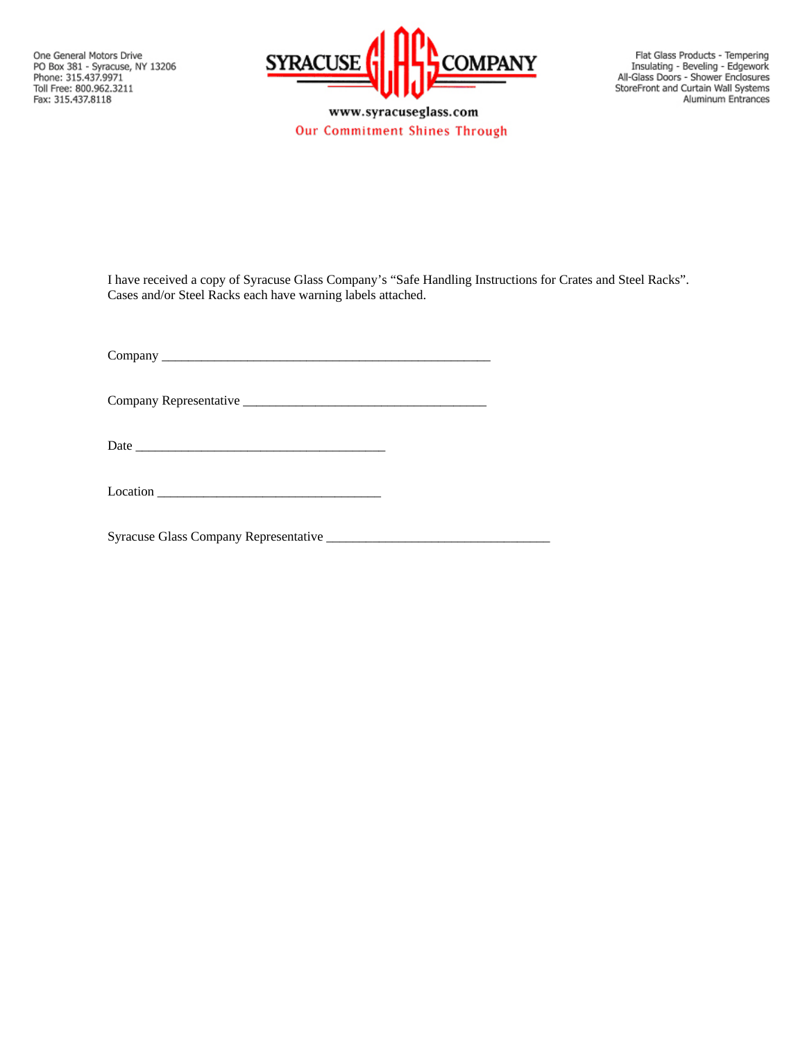One General Motors Drive
PO Box 381 - Syracuse, NY 13206
Phone: 315.437.9971
Toll Free: 800.962.3211
Fax: 315.437.8118

SYRACUSE GLASS COMPANY

www.syracuseglass.com

Our Commitment Shines Through

Flat Glass Products - Tempering
Insulating - Beveling - Edgework
All-Glass Doors - Shower Enclosures
StoreFront and Curtain Wall Systems
Aluminum Entrances

I have received a copy of Syracuse Glass Company's "Safe Handling Instructions for Crates and Steel Racks". Cases and/or Steel Racks each have warning labels attached.

Company ___________________________________________________

Company Representative ______________________________________

Date _________________________________________

Location _____________________________________

Syracuse Glass Company Representative _____________________________________